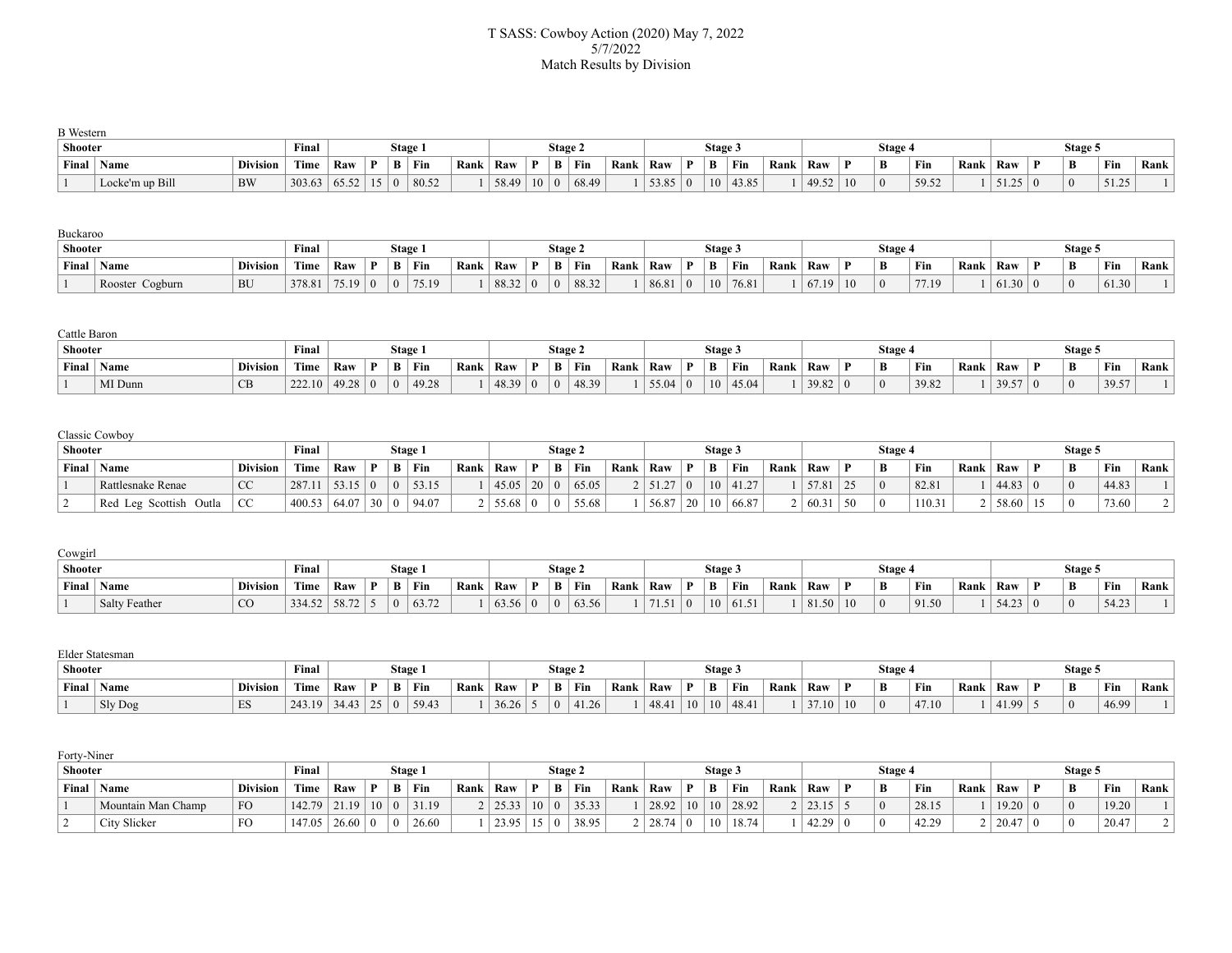# T SASS: Cowboy Action (2020) May 7, 2022

5/7/2022

Match Results by Division

## B Western

| Shooter | | | Final | Stage 1 | | | | | Stage 2 | | | | | Stage 3 | | | | | Stage 4 | | | | | Stage 5 | | | | |
|---|---|---|---|---|---|---|---|---|---|---|---|---|---|---|---|---|---|---|---|---|---|---|---|---|---|---|---|---|
| Final | Name | Division | Time | Raw | P | B | Fin | Rank | Raw | P | B | Fin | Rank | Raw | P | B | Fin | Rank | Raw | P | B | Fin | Rank | Raw | P | B | Fin | Rank |
| 1 | Locke'm up Bill | BW | 303.63 | 65.52 | 15 | 0 | 80.52 | 1 | 58.49 | 10 | 0 | 68.49 | 1 | 53.85 | 0 | 10 | 43.85 | 1 | 49.52 | 10 | 0 | 59.52 | 1 | 51.25 | 0 | 0 | 51.25 | 1 |

## Buckaroo

| Shooter | | | Final | Stage 1 | | | | | Stage 2 | | | | | Stage 3 | | | | | Stage 4 | | | | | Stage 5 | | | | |
|---|---|---|---|---|---|---|---|---|---|---|---|---|---|---|---|---|---|---|---|---|---|---|---|---|---|---|---|---|
| Final | Name | Division | Time | Raw | P | B | Fin | Rank | Raw | P | B | Fin | Rank | Raw | P | B | Fin | Rank | Raw | P | B | Fin | Rank | Raw | P | B | Fin | Rank |
| 1 | Rooster Cogburn | BU | 378.81 | 75.19 | 0 | 0 | 75.19 | 1 | 88.32 | 0 | 0 | 88.32 | 1 | 86.81 | 0 | 10 | 76.81 | 1 | 67.19 | 10 | 0 | 77.19 | 1 | 61.30 | 0 | 0 | 61.30 | 1 |

## Cattle Baron

| Shooter | | | Final | Stage 1 | | | | | Stage 2 | | | | | Stage 3 | | | | | Stage 4 | | | | | Stage 5 | | | | |
|---|---|---|---|---|---|---|---|---|---|---|---|---|---|---|---|---|---|---|---|---|---|---|---|---|---|---|---|---|
| Final | Name | Division | Time | Raw | P | B | Fin | Rank | Raw | P | B | Fin | Rank | Raw | P | B | Fin | Rank | Raw | P | B | Fin | Rank | Raw | P | B | Fin | Rank |
| 1 | MI Dunn | CB | 222.10 | 49.28 | 0 | 0 | 49.28 | 1 | 48.39 | 0 | 0 | 48.39 | 1 | 55.04 | 0 | 10 | 45.04 | 1 | 39.82 | 0 | 0 | 39.82 | 1 | 39.57 | 0 | 0 | 39.57 | 1 |

## Classic Cowboy

| Shooter | | | Final | Stage 1 | | | | | Stage 2 | | | | | Stage 3 | | | | | Stage 4 | | | | | Stage 5 | | | | |
|---|---|---|---|---|---|---|---|---|---|---|---|---|---|---|---|---|---|---|---|---|---|---|---|---|---|---|---|---|
| Final | Name | Division | Time | Raw | P | B | Fin | Rank | Raw | P | B | Fin | Rank | Raw | P | B | Fin | Rank | Raw | P | B | Fin | Rank | Raw | P | B | Fin | Rank |
| 1 | Rattlesnake Renae | CC | 287.11 | 53.15 | 0 | 0 | 53.15 | 1 | 45.05 | 20 | 0 | 65.05 | 2 | 51.27 | 0 | 10 | 41.27 | 1 | 57.81 | 25 | 0 | 82.81 | 1 | 44.83 | 0 | 0 | 44.83 | 1 |
| 2 | Red Leg Scottish Outla | CC | 400.53 | 64.07 | 30 | 0 | 94.07 | 2 | 55.68 | 0 | 0 | 55.68 | 1 | 56.87 | 20 | 10 | 66.87 | 2 | 60.31 | 50 | 0 | 110.31 | 2 | 58.60 | 15 | 0 | 73.60 | 2 |

## Cowgirl

| Shooter | | | Final | Stage 1 | | | | | Stage 2 | | | | | Stage 3 | | | | | Stage 4 | | | | | Stage 5 | | | | |
|---|---|---|---|---|---|---|---|---|---|---|---|---|---|---|---|---|---|---|---|---|---|---|---|---|---|---|---|---|
| Final | Name | Division | Time | Raw | P | B | Fin | Rank | Raw | P | B | Fin | Rank | Raw | P | B | Fin | Rank | Raw | P | B | Fin | Rank | Raw | P | B | Fin | Rank |
| 1 | Salty Feather | CO | 334.52 | 58.72 | 5 | 0 | 63.72 | 1 | 63.56 | 0 | 0 | 63.56 | 1 | 71.51 | 0 | 10 | 61.51 | 1 | 81.50 | 10 | 0 | 91.50 | 1 | 54.23 | 0 | 0 | 54.23 | 1 |

## Elder Statesman

| Shooter | | | Final | Stage 1 | | | | | Stage 2 | | | | | Stage 3 | | | | | Stage 4 | | | | | Stage 5 | | | | |
|---|---|---|---|---|---|---|---|---|---|---|---|---|---|---|---|---|---|---|---|---|---|---|---|---|---|---|---|---|
| Final | Name | Division | Time | Raw | P | B | Fin | Rank | Raw | P | B | Fin | Rank | Raw | P | B | Fin | Rank | Raw | P | B | Fin | Rank | Raw | P | B | Fin | Rank |
| 1 | Sly Dog | ES | 243.19 | 34.43 | 25 | 0 | 59.43 | 1 | 36.26 | 5 | 0 | 41.26 | 1 | 48.41 | 10 | 10 | 48.41 | 1 | 37.10 | 10 | 0 | 47.10 | 1 | 41.99 | 5 | 0 | 46.99 | 1 |

## Forty-Niner

| Shooter | | | Final | Stage 1 | | | | | Stage 2 | | | | | Stage 3 | | | | | Stage 4 | | | | | Stage 5 | | | | |
|---|---|---|---|---|---|---|---|---|---|---|---|---|---|---|---|---|---|---|---|---|---|---|---|---|---|---|---|---|
| Final | Name | Division | Time | Raw | P | B | Fin | Rank | Raw | P | B | Fin | Rank | Raw | P | B | Fin | Rank | Raw | P | B | Fin | Rank | Raw | P | B | Fin | Rank |
| 1 | Mountain Man Champ | FO | 142.79 | 21.19 | 10 | 0 | 31.19 | 2 | 25.33 | 10 | 0 | 35.33 | 1 | 28.92 | 10 | 10 | 28.92 | 2 | 23.15 | 5 | 0 | 28.15 | 1 | 19.20 | 0 | 0 | 19.20 | 1 |
| 2 | City Slicker | FO | 147.05 | 26.60 | 0 | 0 | 26.60 | 1 | 23.95 | 15 | 0 | 38.95 | 2 | 28.74 | 0 | 10 | 18.74 | 1 | 42.29 | 0 | 0 | 42.29 | 2 | 20.47 | 0 | 0 | 20.47 | 2 |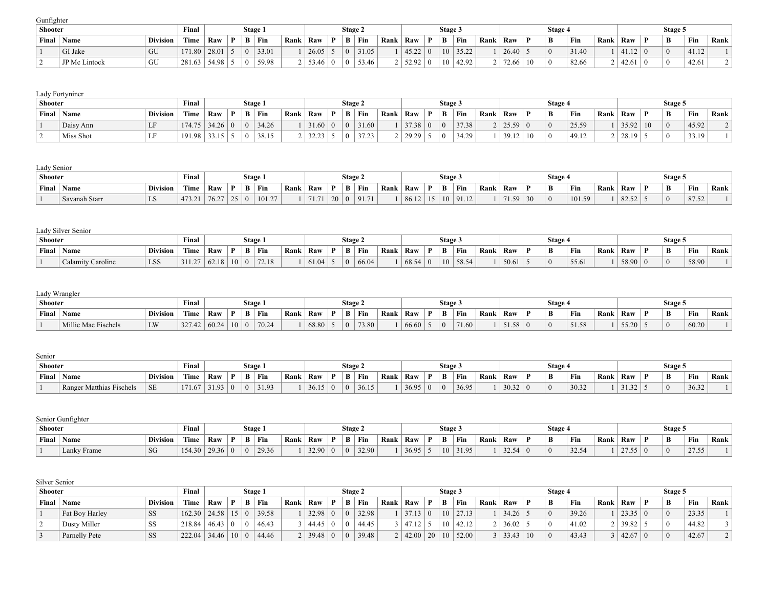Gunfighter

| Shooter | | | Final | Stage 1 | | | | | Stage 2 | | | | | Stage 3 | | | | | Stage 4 | | | | | Stage 5 | | | | |
|---|---|---|---|---|---|---|---|---|---|---|---|---|---|---|---|---|---|---|---|---|---|---|---|---|---|---|---|---|
| Final | Name | Division | Time | Raw | P | B | Fin | Rank | Raw | P | B | Fin | Rank | Raw | P | B | Fin | Rank | Raw | P | B | Fin | Rank | Raw | P | B | Fin | Rank |
| 1 | GI Jake | GU | 171.80 | 28.01 | 5 | 0 | 33.01 | 1 | 26.05 | 5 | 0 | 31.05 | 1 | 45.22 | 0 | 10 | 35.22 | 1 | 26.40 | 5 | 0 | 31.40 | 1 | 41.12 | 0 | 0 | 41.12 | 1 |
| 2 | JP Mc Lintock | GU | 281.63 | 54.98 | 5 | 0 | 59.98 | 2 | 53.46 | 0 | 0 | 53.46 | 2 | 52.92 | 0 | 10 | 42.92 | 2 | 72.66 | 10 | 0 | 82.66 | 2 | 42.61 | 0 | 0 | 42.61 | 2 |

Lady Fortyniner

| Shooter | | | Final | Stage 1 | | | | | Stage 2 | | | | | Stage 3 | | | | | Stage 4 | | | | | Stage 5 | | | | |
|---|---|---|---|---|---|---|---|---|---|---|---|---|---|---|---|---|---|---|---|---|---|---|---|---|---|---|---|---|
| Final | Name | Division | Time | Raw | P | B | Fin | Rank | Raw | P | B | Fin | Rank | Raw | P | B | Fin | Rank | Raw | P | B | Fin | Rank | Raw | P | B | Fin | Rank |
| 1 | Daisy Ann | LF | 174.75 | 34.26 | 0 | 0 | 34.26 | 1 | 31.60 | 0 | 0 | 31.60 | 1 | 37.38 | 0 | 0 | 37.38 | 2 | 25.59 | 0 | 0 | 25.59 | 1 | 35.92 | 10 | 0 | 45.92 | 2 |
| 2 | Miss Shot | LF | 191.98 | 33.15 | 5 | 0 | 38.15 | 2 | 32.23 | 5 | 0 | 37.23 | 2 | 29.29 | 5 | 0 | 34.29 | 1 | 39.12 | 10 | 0 | 49.12 | 2 | 28.19 | 5 | 0 | 33.19 | 1 |

Lady Senior

| Shooter | | | Final | Stage 1 | | | | | Stage 2 | | | | | Stage 3 | | | | | Stage 4 | | | | | Stage 5 | | | | |
|---|---|---|---|---|---|---|---|---|---|---|---|---|---|---|---|---|---|---|---|---|---|---|---|---|---|---|---|---|
| Final | Name | Division | Time | Raw | P | B | Fin | Rank | Raw | P | B | Fin | Rank | Raw | P | B | Fin | Rank | Raw | P | B | Fin | Rank | Raw | P | B | Fin | Rank |
| 1 | Savanah Starr | LS | 473.21 | 76.27 | 25 | 0 | 101.27 | 1 | 71.71 | 20 | 0 | 91.71 | 1 | 86.12 | 15 | 10 | 91.12 | 1 | 71.59 | 30 | 0 | 101.59 | 1 | 82.52 | 5 | 0 | 87.52 | 1 |

Lady Silver Senior

| Shooter | | | Final | Stage 1 | | | | | Stage 2 | | | | | Stage 3 | | | | | Stage 4 | | | | | Stage 5 | | | | |
|---|---|---|---|---|---|---|---|---|---|---|---|---|---|---|---|---|---|---|---|---|---|---|---|---|---|---|---|---|
| Final | Name | Division | Time | Raw | P | B | Fin | Rank | Raw | P | B | Fin | Rank | Raw | P | B | Fin | Rank | Raw | P | B | Fin | Rank | Raw | P | B | Fin | Rank |
| 1 | Calamity Caroline | LSS | 311.27 | 62.18 | 10 | 0 | 72.18 | 1 | 61.04 | 5 | 0 | 66.04 | 1 | 68.54 | 0 | 10 | 58.54 | 1 | 50.61 | 5 | 0 | 55.61 | 1 | 58.90 | 0 | 0 | 58.90 | 1 |

Lady Wrangler

| Shooter | | | Final | Stage 1 | | | | | Stage 2 | | | | | Stage 3 | | | | | Stage 4 | | | | | Stage 5 | | | | |
|---|---|---|---|---|---|---|---|---|---|---|---|---|---|---|---|---|---|---|---|---|---|---|---|---|---|---|---|---|
| Final | Name | Division | Time | Raw | P | B | Fin | Rank | Raw | P | B | Fin | Rank | Raw | P | B | Fin | Rank | Raw | P | B | Fin | Rank | Raw | P | B | Fin | Rank |
| 1 | Millie Mae Fischels | LW | 327.42 | 60.24 | 10 | 0 | 70.24 | 1 | 68.80 | 5 | 0 | 73.80 | 1 | 66.60 | 5 | 0 | 71.60 | 1 | 51.58 | 0 | 0 | 51.58 | 1 | 55.20 | 5 | 0 | 60.20 | 1 |

Senior

| Shooter | | | Final | Stage 1 | | | | | Stage 2 | | | | | Stage 3 | | | | | Stage 4 | | | | | Stage 5 | | | | |
|---|---|---|---|---|---|---|---|---|---|---|---|---|---|---|---|---|---|---|---|---|---|---|---|---|---|---|---|---|
| Final | Name | Division | Time | Raw | P | B | Fin | Rank | Raw | P | B | Fin | Rank | Raw | P | B | Fin | Rank | Raw | P | B | Fin | Rank | Raw | P | B | Fin | Rank |
| 1 | Ranger Matthias Fischels | SE | 171.67 | 31.93 | 0 | 0 | 31.93 | 1 | 36.15 | 0 | 0 | 36.15 | 1 | 36.95 | 0 | 0 | 36.95 | 1 | 30.32 | 0 | 0 | 30.32 | 1 | 31.32 | 5 | 0 | 36.32 | 1 |

Senior Gunfighter

| Shooter | | | Final | Stage 1 | | | | | Stage 2 | | | | | Stage 3 | | | | | Stage 4 | | | | | Stage 5 | | | | |
|---|---|---|---|---|---|---|---|---|---|---|---|---|---|---|---|---|---|---|---|---|---|---|---|---|---|---|---|---|
| Final | Name | Division | Time | Raw | P | B | Fin | Rank | Raw | P | B | Fin | Rank | Raw | P | B | Fin | Rank | Raw | P | B | Fin | Rank | Raw | P | B | Fin | Rank |
| 1 | Lanky Frame | SG | 154.30 | 29.36 | 0 | 0 | 29.36 | 1 | 32.90 | 0 | 0 | 32.90 | 1 | 36.95 | 5 | 10 | 31.95 | 1 | 32.54 | 0 | 0 | 32.54 | 1 | 27.55 | 0 | 0 | 27.55 | 1 |

Silver Senior

| Shooter | | | Final | Stage 1 | | | | | Stage 2 | | | | | Stage 3 | | | | | Stage 4 | | | | | Stage 5 | | | | |
|---|---|---|---|---|---|---|---|---|---|---|---|---|---|---|---|---|---|---|---|---|---|---|---|---|---|---|---|---|
| Final | Name | Division | Time | Raw | P | B | Fin | Rank | Raw | P | B | Fin | Rank | Raw | P | B | Fin | Rank | Raw | P | B | Fin | Rank | Raw | P | B | Fin | Rank |
| 1 | Fat Boy Harley | SS | 162.30 | 24.58 | 15 | 0 | 39.58 | 1 | 32.98 | 0 | 0 | 32.98 | 1 | 37.13 | 0 | 10 | 27.13 | 1 | 34.26 | 5 | 0 | 39.26 | 1 | 23.35 | 0 | 0 | 23.35 | 1 |
| 2 | Dusty Miller | SS | 218.84 | 46.43 | 0 | 0 | 46.43 | 3 | 44.45 | 0 | 0 | 44.45 | 3 | 47.12 | 5 | 10 | 42.12 | 2 | 36.02 | 5 | 0 | 41.02 | 2 | 39.82 | 5 | 0 | 44.82 | 3 |
| 3 | Parnelly Pete | SS | 222.04 | 34.46 | 10 | 0 | 44.46 | 2 | 39.48 | 0 | 0 | 39.48 | 2 | 42.00 | 20 | 10 | 52.00 | 3 | 33.43 | 10 | 0 | 43.43 | 3 | 42.67 | 0 | 0 | 42.67 | 2 |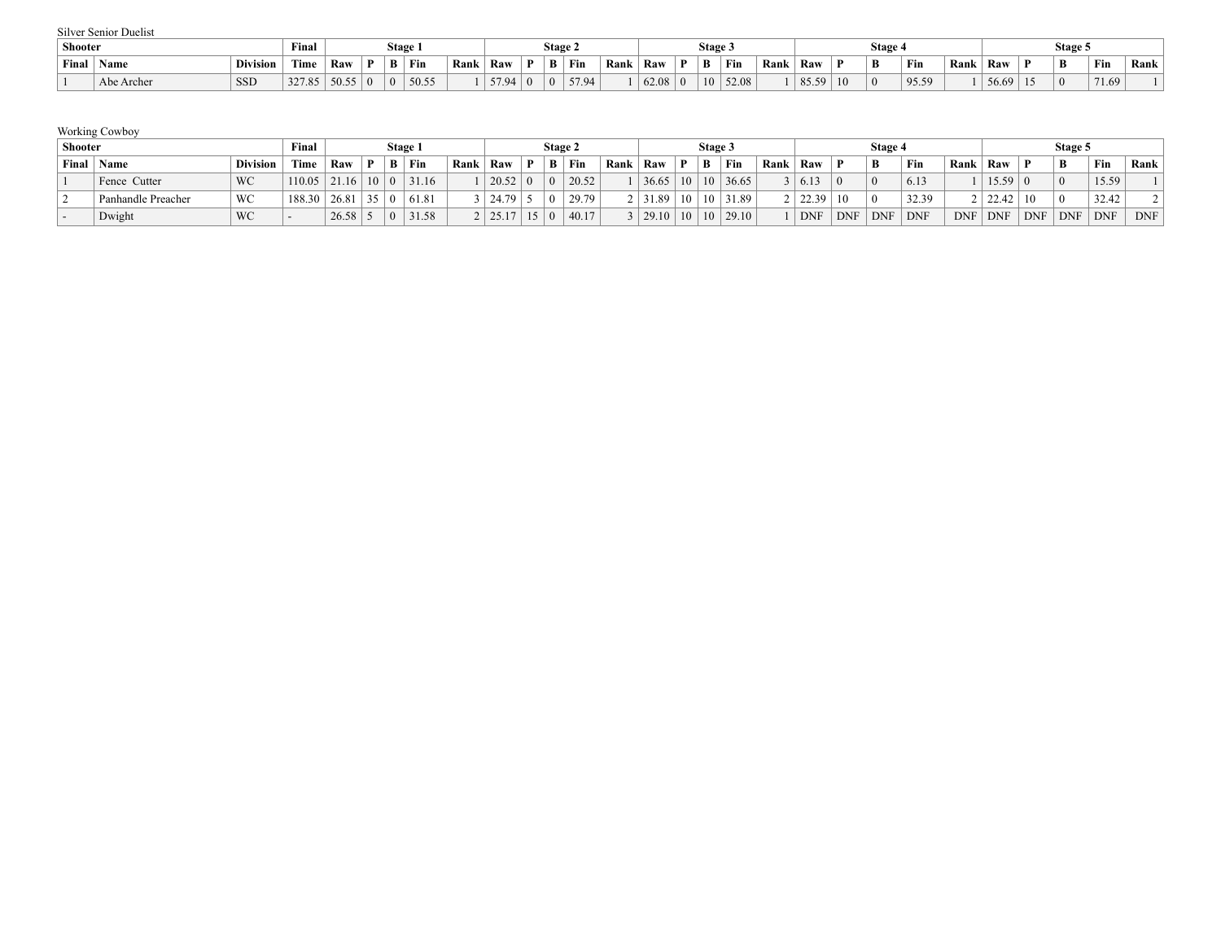Silver Senior Duelist

| Shooter | | | Final | Stage 1 | | | | | Stage 2 | | | | | Stage 3 | | | | | Stage 4 | | | | | Stage 5 | | | | |
|---|---|---|---|---|---|---|---|---|---|---|---|---|---|---|---|---|---|---|---|---|---|---|---|---|---|---|---|---|
| Final | Name | Division | Time | Raw | P | B | Fin | Rank | Raw | P | B | Fin | Rank | Raw | P | B | Fin | Rank | Raw | P | B | Fin | Rank | Raw | P | B | Fin | Rank |
| 1 | Abe Archer | SSD | 327.85 | 50.55 | 0 | 0 | 50.55 | 1 | 57.94 | 0 | 0 | 57.94 | 1 | 62.08 | 0 | 10 | 52.08 | 1 | 85.59 | 10 | 0 | 95.59 | 1 | 56.69 | 15 | 0 | 71.69 | 1 |

Working Cowboy

| Shooter | | | Final | Stage 1 | | | | | Stage 2 | | | | | Stage 3 | | | | | Stage 4 | | | | | Stage 5 | | | | |
|---|---|---|---|---|---|---|---|---|---|---|---|---|---|---|---|---|---|---|---|---|---|---|---|---|---|---|---|---|
| Final | Name | Division | Time | Raw | P | B | Fin | Rank | Raw | P | B | Fin | Rank | Raw | P | B | Fin | Rank | Raw | P | B | Fin | Rank | Raw | P | B | Fin | Rank |
| 1 | Fence Cutter | WC | 110.05 | 21.16 | 10 | 0 | 31.16 | 1 | 20.52 | 0 | 0 | 20.52 | 1 | 36.65 | 10 | 10 | 36.65 | 3 | 6.13 | 0 | 0 | 6.13 | 1 | 15.59 | 0 | 0 | 15.59 | 1 |
| 2 | Panhandle Preacher | WC | 188.30 | 26.81 | 35 | 0 | 61.81 | 3 | 24.79 | 5 | 0 | 29.79 | 2 | 31.89 | 10 | 10 | 31.89 | 2 | 22.39 | 10 | 0 | 32.39 | 2 | 22.42 | 10 | 0 | 32.42 | 2 |
| - | Dwight | WC | - | 26.58 | 5 | 0 | 31.58 | 2 | 25.17 | 15 | 0 | 40.17 | 3 | 29.10 | 10 | 10 | 29.10 | 1 | DNF | DNF | DNF | DNF | DNF | DNF | DNF | DNF | DNF | DNF |